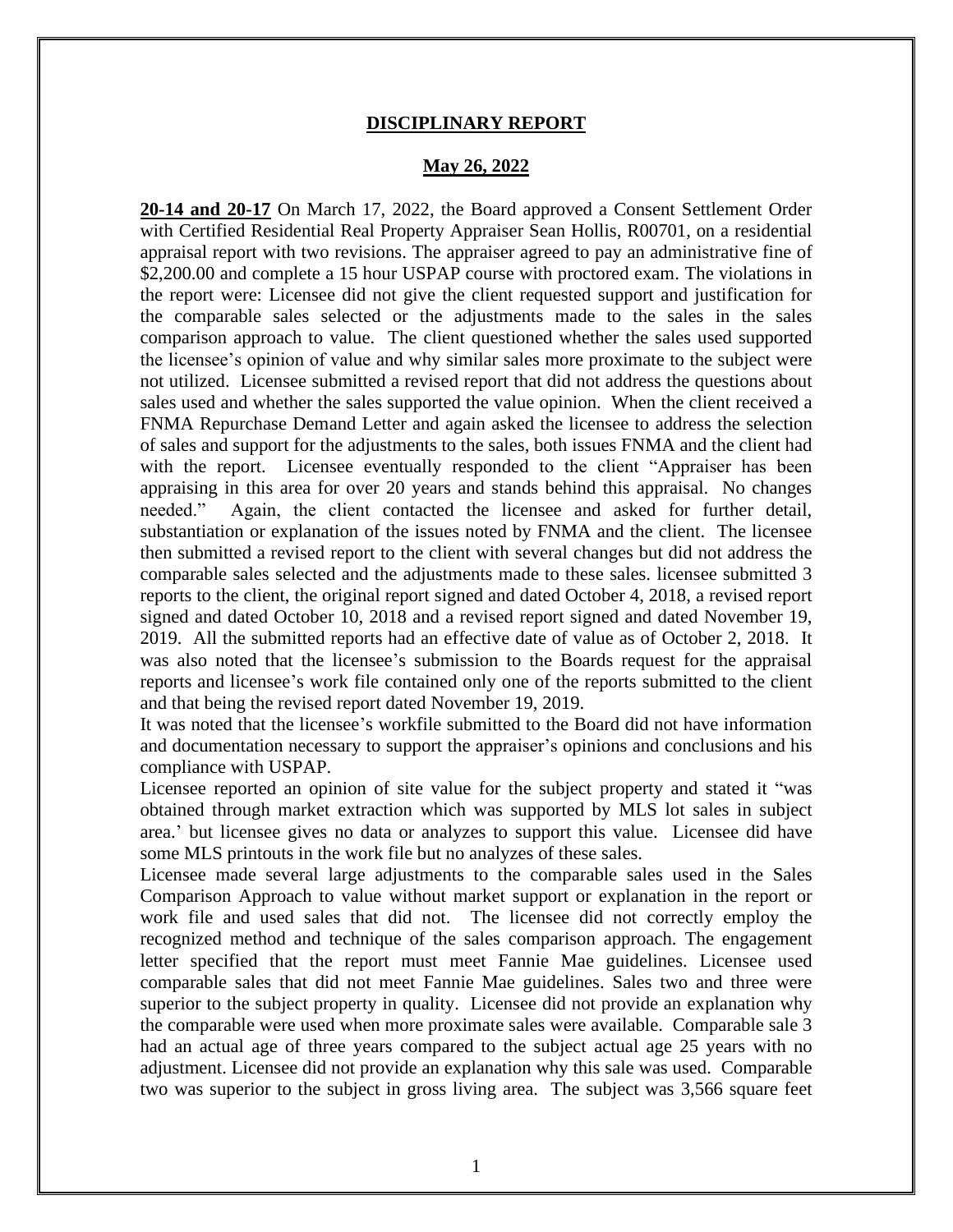**DISCIPLINARY REPORT**

**May 26, 2022**

**20-14 and 20-17** On March 17, 2022, the Board approved a Consent Settlement Order with Certified Residential Real Property Appraiser Sean Hollis, R00701, on a residential appraisal report with two revisions. The appraiser agreed to pay an administrative fine of $2,200.00 and complete a 15 hour USPAP course with proctored exam. The violations in the report were: Licensee did not give the client requested support and justification for the comparable sales selected or the adjustments made to the sales in the sales comparison approach to value. The client questioned whether the sales used supported the licensee's opinion of value and why similar sales more proximate to the subject were not utilized. Licensee submitted a revised report that did not address the questions about sales used and whether the sales supported the value opinion. When the client received a FNMA Repurchase Demand Letter and again asked the licensee to address the selection of sales and support for the adjustments to the sales, both issues FNMA and the client had with the report. Licensee eventually responded to the client "Appraiser has been appraising in this area for over 20 years and stands behind this appraisal. No changes needed." Again, the client contacted the licensee and asked for further detail, substantiation or explanation of the issues noted by FNMA and the client. The licensee then submitted a revised report to the client with several changes but did not address the comparable sales selected and the adjustments made to these sales. licensee submitted 3 reports to the client, the original report signed and dated October 4, 2018, a revised report signed and dated October 10, 2018 and a revised report signed and dated November 19, 2019. All the submitted reports had an effective date of value as of October 2, 2018. It was also noted that the licensee's submission to the Boards request for the appraisal reports and licensee's work file contained only one of the reports submitted to the client and that being the revised report dated November 19, 2019.

It was noted that the licensee's workfile submitted to the Board did not have information and documentation necessary to support the appraiser's opinions and conclusions and his compliance with USPAP.

Licensee reported an opinion of site value for the subject property and stated it "was obtained through market extraction which was supported by MLS lot sales in subject area.' but licensee gives no data or analyzes to support this value. Licensee did have some MLS printouts in the work file but no analyzes of these sales.

Licensee made several large adjustments to the comparable sales used in the Sales Comparison Approach to value without market support or explanation in the report or work file and used sales that did not. The licensee did not correctly employ the recognized method and technique of the sales comparison approach. The engagement letter specified that the report must meet Fannie Mae guidelines. Licensee used comparable sales that did not meet Fannie Mae guidelines. Sales two and three were superior to the subject property in quality. Licensee did not provide an explanation why the comparable were used when more proximate sales were available. Comparable sale 3 had an actual age of three years compared to the subject actual age 25 years with no adjustment. Licensee did not provide an explanation why this sale was used. Comparable two was superior to the subject in gross living area. The subject was 3,566 square feet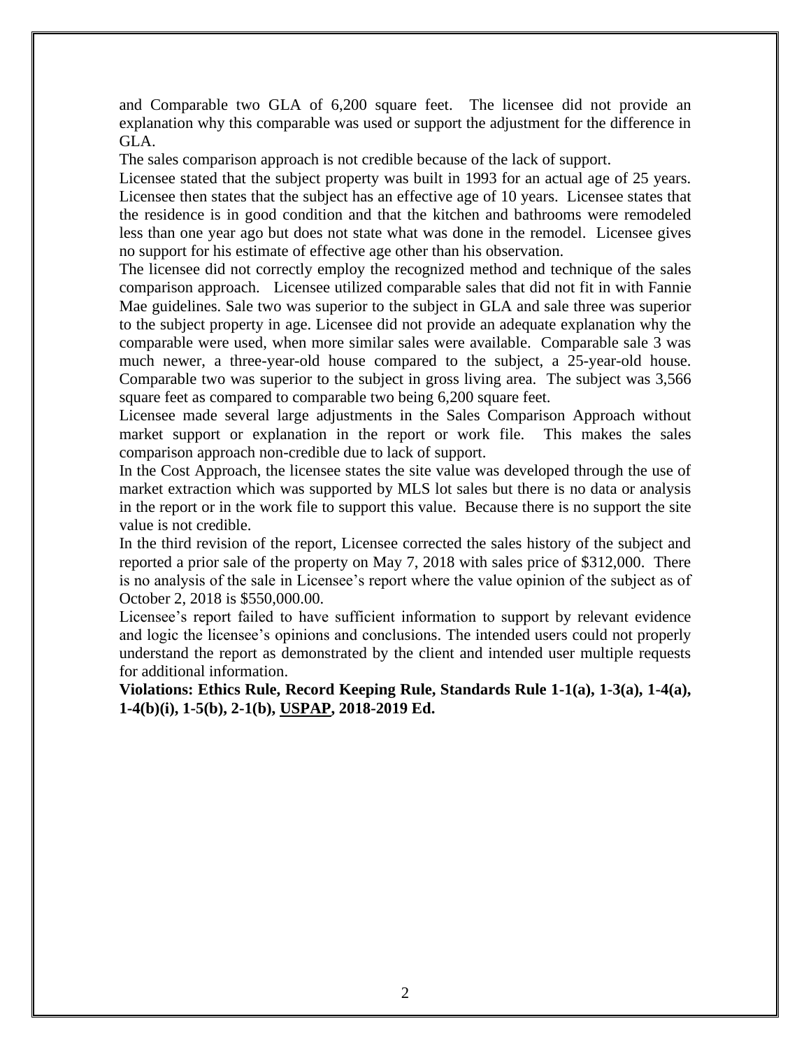and Comparable two GLA of 6,200 square feet. The licensee did not provide an explanation why this comparable was used or support the adjustment for the difference in GLA.

The sales comparison approach is not credible because of the lack of support.

Licensee stated that the subject property was built in 1993 for an actual age of 25 years. Licensee then states that the subject has an effective age of 10 years. Licensee states that the residence is in good condition and that the kitchen and bathrooms were remodeled less than one year ago but does not state what was done in the remodel. Licensee gives no support for his estimate of effective age other than his observation.

The licensee did not correctly employ the recognized method and technique of the sales comparison approach. Licensee utilized comparable sales that did not fit in with Fannie Mae guidelines. Sale two was superior to the subject in GLA and sale three was superior to the subject property in age. Licensee did not provide an adequate explanation why the comparable were used, when more similar sales were available. Comparable sale 3 was much newer, a three-year-old house compared to the subject, a 25-year-old house. Comparable two was superior to the subject in gross living area. The subject was 3,566 square feet as compared to comparable two being 6,200 square feet.

Licensee made several large adjustments in the Sales Comparison Approach without market support or explanation in the report or work file. This makes the sales comparison approach non-credible due to lack of support.

In the Cost Approach, the licensee states the site value was developed through the use of market extraction which was supported by MLS lot sales but there is no data or analysis in the report or in the work file to support this value. Because there is no support the site value is not credible.

In the third revision of the report, Licensee corrected the sales history of the subject and reported a prior sale of the property on May 7, 2018 with sales price of $312,000. There is no analysis of the sale in Licensee's report where the value opinion of the subject as of October 2, 2018 is $550,000.00.

Licensee's report failed to have sufficient information to support by relevant evidence and logic the licensee's opinions and conclusions. The intended users could not properly understand the report as demonstrated by the client and intended user multiple requests for additional information.

**Violations: Ethics Rule, Record Keeping Rule, Standards Rule 1-1(a), 1-3(a), 1-4(a), 1-4(b)(i), 1-5(b), 2-1(b), USPAP, 2018-2019 Ed.**